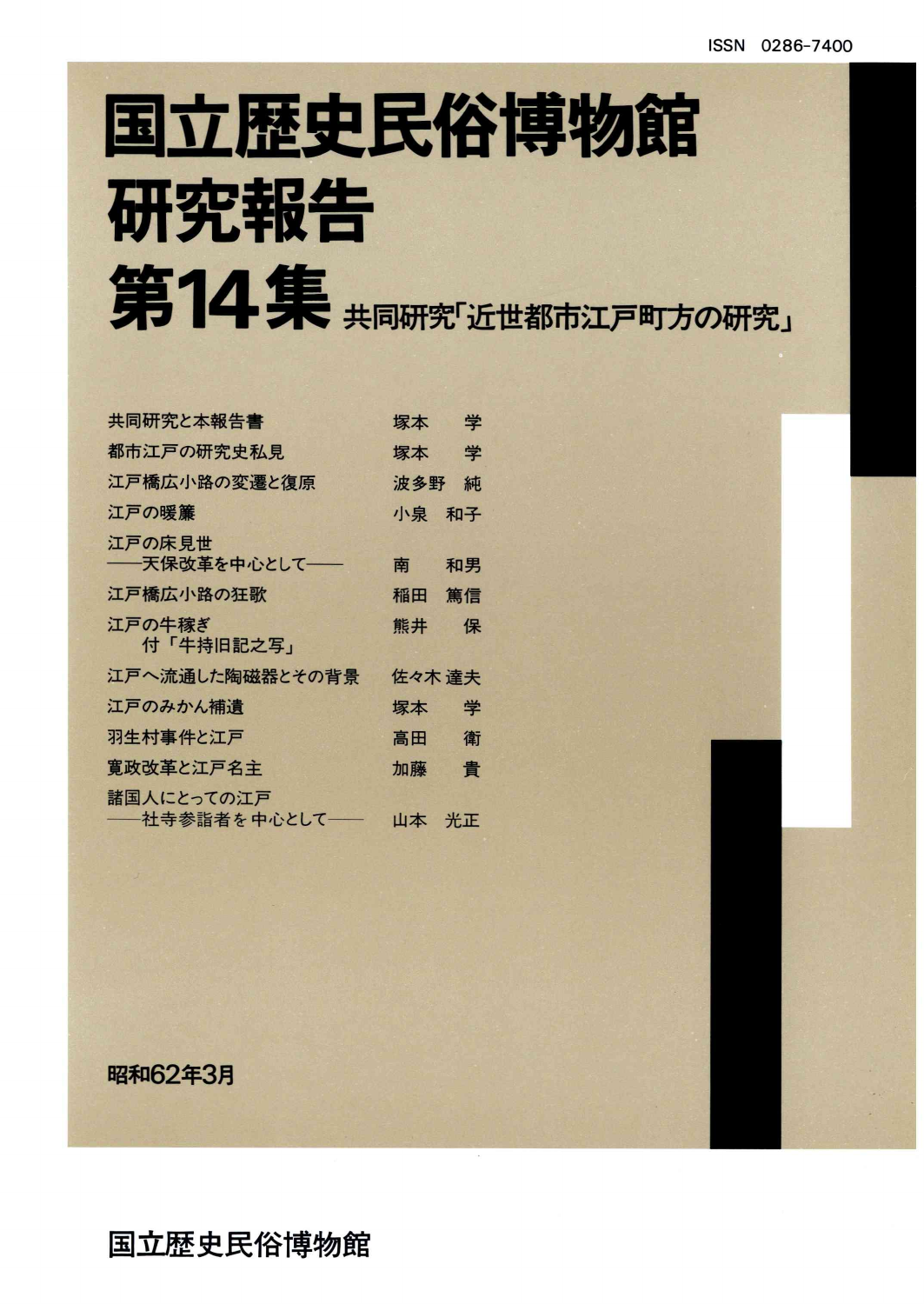ISSN 0286-7400

# 国立歴史民俗博物館研究報告

# 第14集 共同研究「近世都市江戸町方の研究」

| | |
|---|---|
| 共同研究と本報告書 | 塚本　学 |
| 都市江戸の研究史私見 | 塚本　学 |
| 江戸橋広小路の変遷と復原 | 波多野　純 |
| 江戸の暖簾 | 小泉　和子 |
| 江戸の床見世<br>——天保改革を中心として—— | 南　和男 |
| 江戸橋広小路の狂歌 | 稲田　篤信 |
| 江戸の牛稼ぎ<br>付「牛持旧記之写」 | 熊井　保 |
| 江戸へ流通した陶磁器とその背景 | 佐々木 達夫 |
| 江戸のみかん補遺 | 塚本　学 |
| 羽生村事件と江戸 | 高田　衛 |
| 寛政改革と江戸名主 | 加藤　貴 |
| 諸国人にとっての江戸<br>——社寺参詣者を中心として—— | 山本　光正 |

昭和62年3月

国立歴史民俗博物館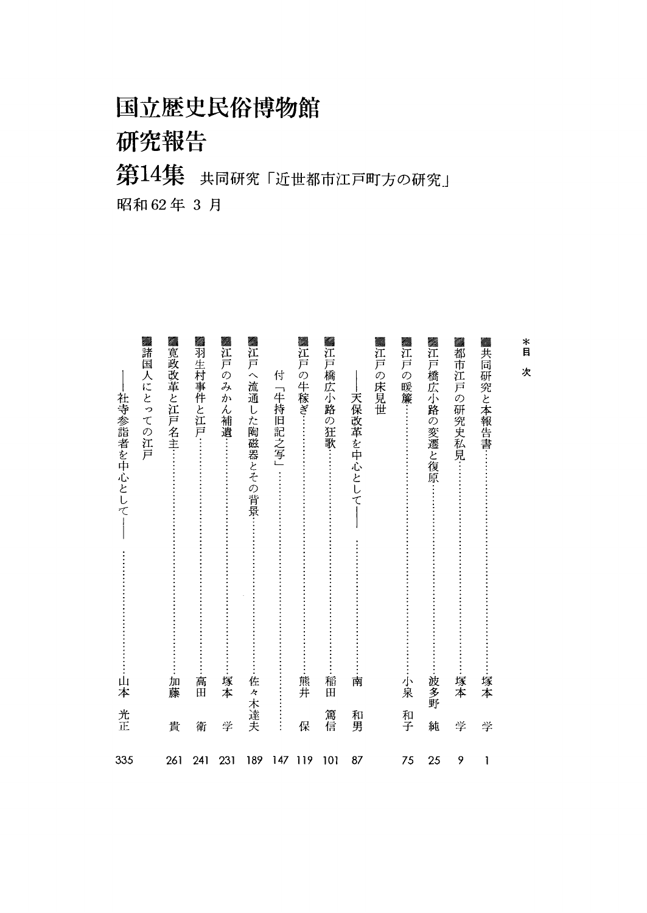# 国立歴史民俗博物館
# 研究報告
## 第14集　共同研究「近世都市江戸町方の研究」

昭和62年 3 月

*目　次

- ■共同研究と本報告書……………………………………塚本　学　1
- ■都市江戸の研究史私見…………………………………塚本　学　9
- ■江戸橋広小路の変遷と復原……………………………波多野　純　25
- ■江戸の暖簾………………………………………………小泉　和子　75
- ■江戸の床見世
  ——天保改革を中心として——……………………………南　和男　87
- ■江戸橋広小路の狂歌……………………………………稲田　篤信　101
- ■江戸の牛稼ぎ……………………………………………熊井　保　119
  - 付「牛持旧記之写」…………………………………………147
- ■江戸へ流通した陶磁器とその背景……………………佐々木達夫　189
- ■江戸のみかん補遺………………………………………塚本　学　231
- ■羽生村事件と江戸………………………………………高田　衛　241
- ■寛政改革と江戸名主……………………………………加藤　貴　261
- ■諸国人にとっての江戸
  ——社寺参詣者を中心として——…………………………山本　光正　335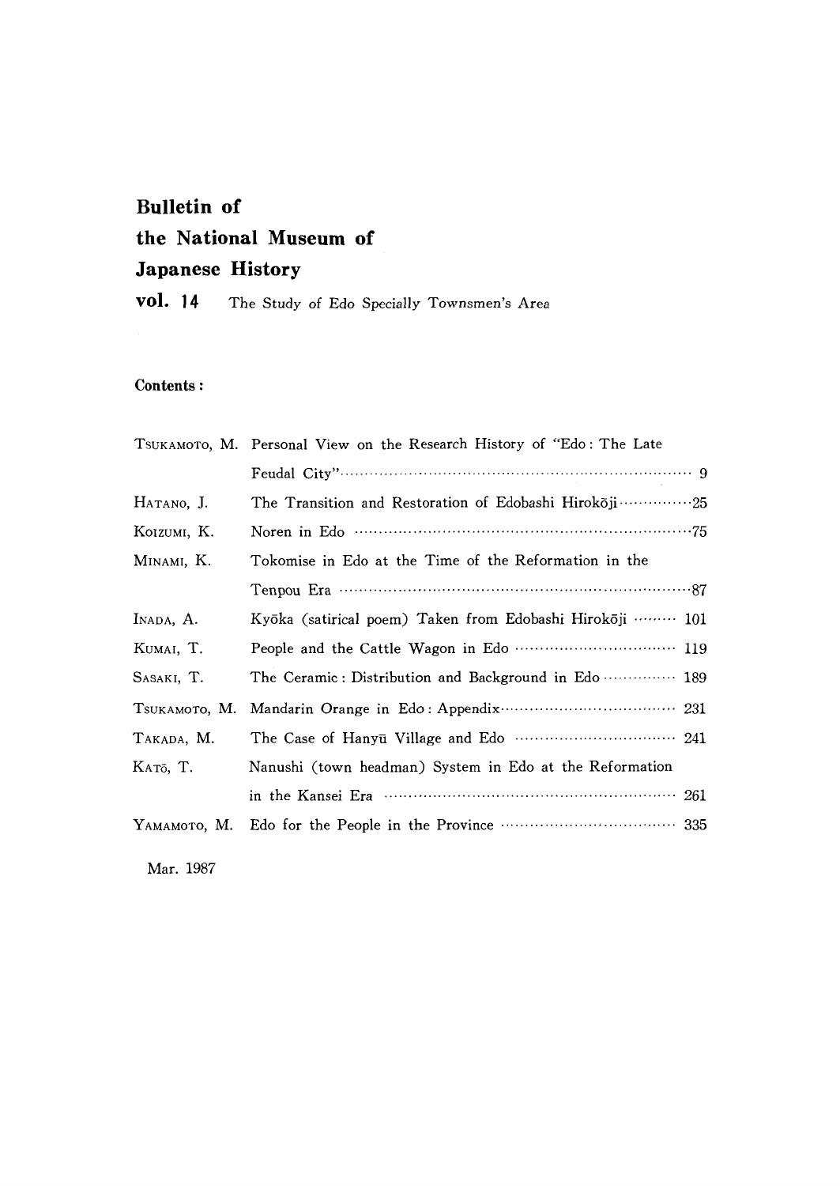# Bulletin of the National Museum of Japanese History

**vol. 14** The Study of Edo Specially Townsmen's Area

**Contents :**

| | | |
|---|---|---|
| TSUKAMOTO, M. | Personal View on the Research History of "Edo : The Late Feudal City" | 9 |
| HATANO, J. | The Transition and Restoration of Edobashi Hirokōji | 25 |
| KOIZUMI, K. | Noren in Edo | 75 |
| MINAMI, K. | Tokomise in Edo at the Time of the Reformation in the Tenpou Era | 87 |
| INADA, A. | Kyōka (satirical poem) Taken from Edobashi Hirokōji | 101 |
| KUMAI, T. | People and the Cattle Wagon in Edo | 119 |
| SASAKI, T. | The Ceramic : Distribution and Background in Edo | 189 |
| TSUKAMOTO, M. | Mandarin Orange in Edo : Appendix | 231 |
| TAKADA, M. | The Case of Hanyū Village and Edo | 241 |
| KATŌ, T. | Nanushi (town headman) System in Edo at the Reformation in the Kansei Era | 261 |
| YAMAMOTO, M. | Edo for the People in the Province | 335 |

Mar. 1987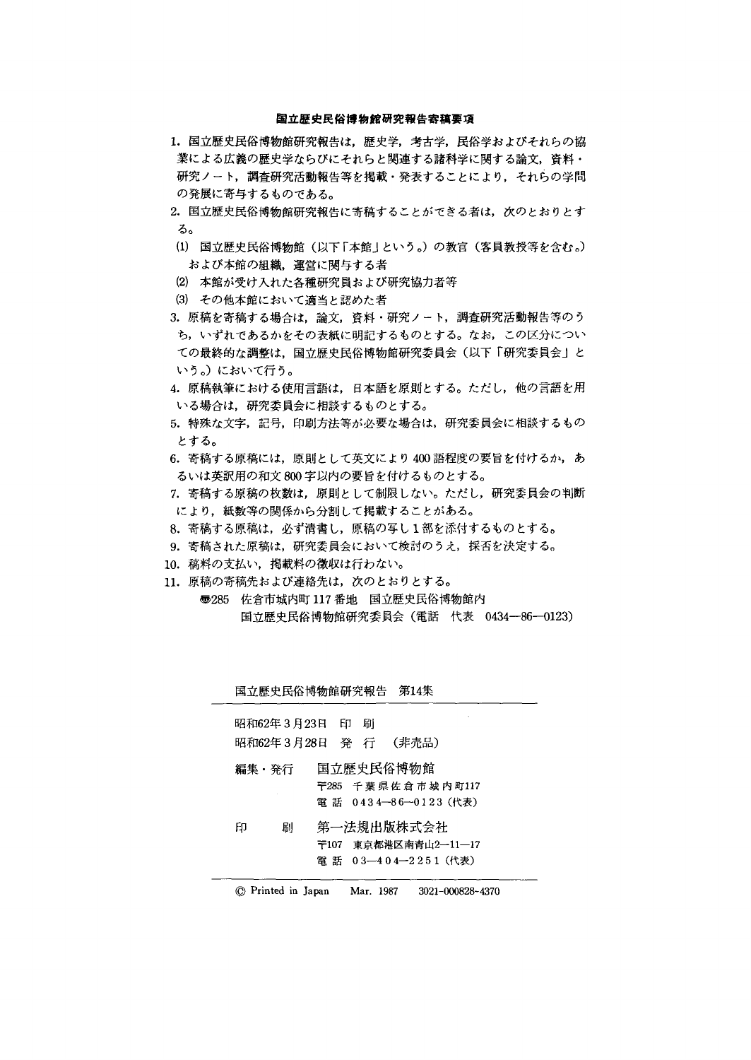## 国立歴史民俗博物館研究報告寄稿要項

1. 国立歴史民俗博物館研究報告は，歴史学，考古学，民俗学およびそれらの協業による広義の歴史学ならびにそれらと関連する諸科学に関する論文，資料・研究ノート，調査研究活動報告等を掲載・発表することにより，それらの学問の発展に寄与するものである。
2. 国立歴史民俗博物館研究報告に寄稿することができる者は，次のとおりとする。
   (1) 国立歴史民俗博物館（以下「本館」という。）の教官（客員教授等を含む。）および本館の組織，運営に関与する者
   (2) 本館が受け入れた各種研究員および研究協力者等
   (3) その他本館において適当と認めた者
3. 原稿を寄稿する場合は，論文，資料・研究ノート，調査研究活動報告等のうち，いずれであるかをその表紙に明記するものとする。なお，この区分についての最終的な調整は，国立歴史民俗博物館研究委員会（以下「研究委員会」という。）において行う。
4. 原稿執筆における使用言語は，日本語を原則とする。ただし，他の言語を用いる場合は，研究委員会に相談するものとする。
5. 特殊な文字，記号，印刷方法等が必要な場合は，研究委員会に相談するものとする。
6. 寄稿する原稿には，原則として英文により400語程度の要旨を付けるか，あるいは英訳用の和文800字以内の要旨を付けるものとする。
7. 寄稿する原稿の枚数は，原則として制限しない。ただし，研究委員会の判断により，紙数等の関係から分割して掲載することがある。
8. 寄稿する原稿は，必ず清書し，原稿の写し1部を添付するものとする。
9. 寄稿された原稿は，研究委員会において検討のうえ，採否を決定する。
10. 稿料の支払い，掲載料の徴収は行わない。
11. 原稿の寄稿先および連絡先は，次のとおりとする。

    〒285 佐倉市城内町117番地 国立歴史民俗博物館内
    国立歴史民俗博物館研究委員会（電話 代表 0434—86—0123）

---

国立歴史民俗博物館研究報告 第14集

昭和62年3月23日 印 刷
昭和62年3月28日 発 行 （非売品）

編集・発行 国立歴史民俗博物館
〒285 千葉県佐倉市城内町117
電話 0434—86—0123（代表）

印 刷 第一法規出版株式会社
〒107 東京都港区南青山2—11—17
電話 03—404—2251（代表）

© Printed in Japan Mar. 1987 3021-000828-4370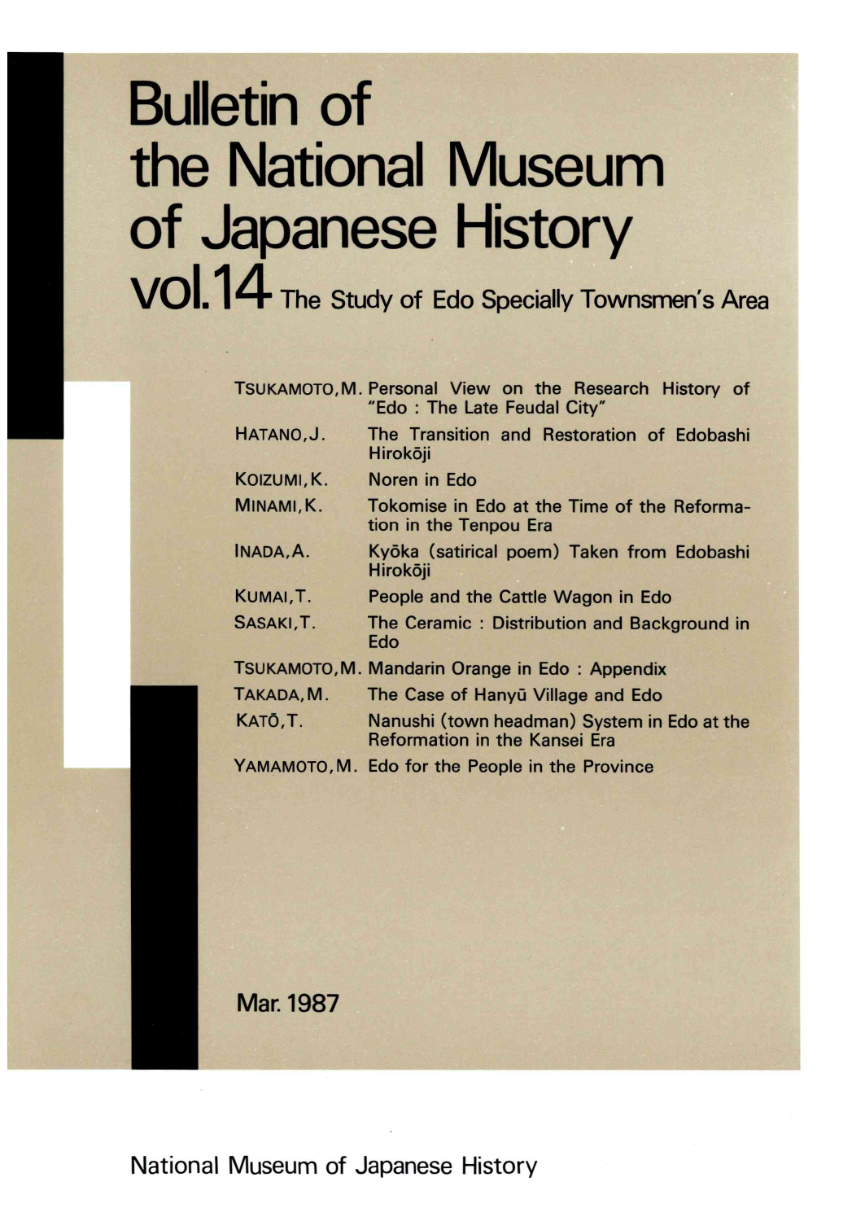# Bulletin of the National Museum of Japanese History

## vol.14 The Study of Edo Specially Townsmen's Area

| | |
|---|---|
| TSUKAMOTO, M. | Personal View on the Research History of "Edo : The Late Feudal City" |
| HATANO, J. | The Transition and Restoration of Edobashi Hirokōji |
| KOIZUMI, K. | Noren in Edo |
| MINAMI, K. | Tokomise in Edo at the Time of the Reformation in the Tenpou Era |
| INADA, A. | Kyōka (satirical poem) Taken from Edobashi Hirokōji |
| KUMAI, T. | People and the Cattle Wagon in Edo |
| SASAKI, T. | The Ceramic : Distribution and Background in Edo |
| TSUKAMOTO, M. | Mandarin Orange in Edo : Appendix |
| TAKADA, M. | The Case of Hanyū Village and Edo |
| KATŌ, T. | Nanushi (town headman) System in Edo at the Reformation in the Kansei Era |
| YAMAMOTO, M. | Edo for the People in the Province |

Mar. 1987

National Museum of Japanese History